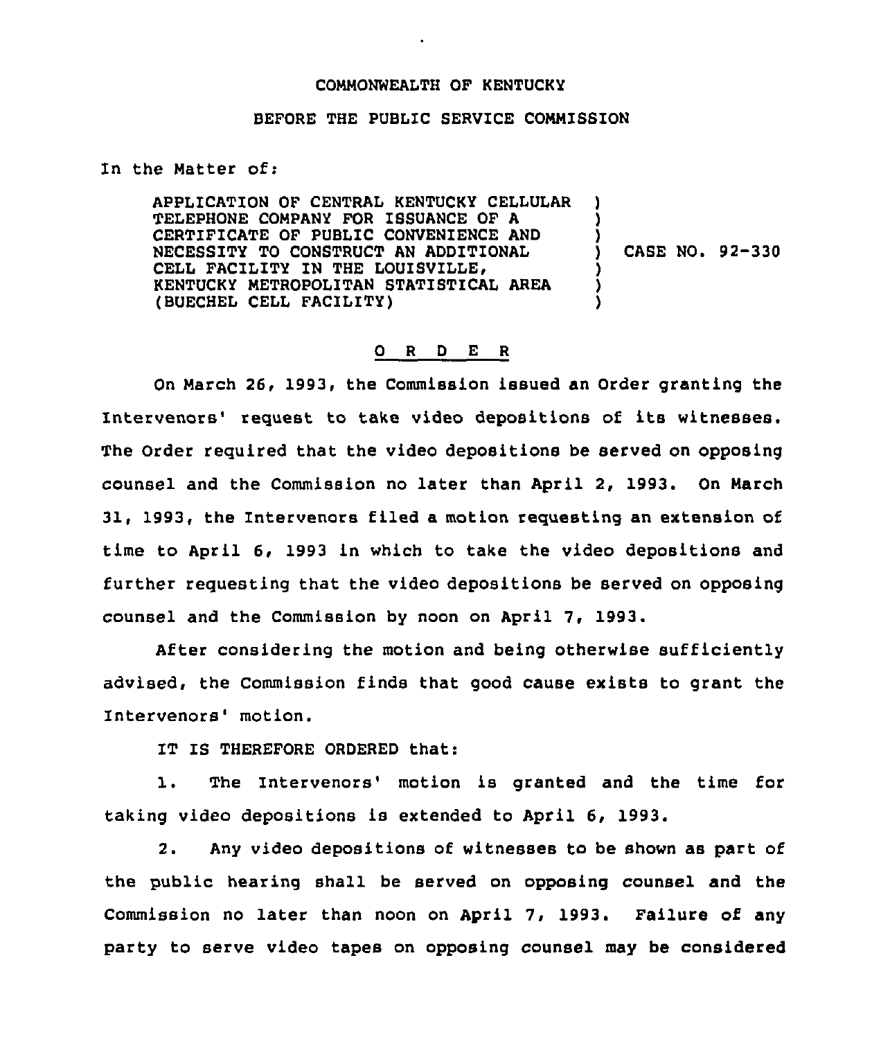COMMONWEALTH OF KENTUCKY

BEFORE THE PUBLIC SERVICE COMMISSION

In the Matter of:

APPLICATION OF CENTRAL KENTUCKY CELLULAR TELEPHONE COMPANY FOR ISSUANCE OF A CERTIFICATE OF PUBLIC CONVENIENCE AND NECESSITY TO CONSTRUCT AN ADDITIONAL CELL FACILITY IN THE LOUISVILLE, KENTUCKY METROPOLITAN STATISTICAL AREA (BUECHEL CELL FACILITY) ) CASE NO. 92-330

O R D E R

On March 26, 1993, the Commission issued an Order granting the Intervenors' request to take video depositions of its witnesses. The Order required that the video depositions be served on opposing counsel and the Commission no later than April 2, 1993. On March 31, 1993, the Intervenors filed a motion requesting an extension of time to April 6, 1993 in which to take the video depositions and further requesting that the video depositions be served on opposing counsel and the Commission by noon on April 7, 1993.

After considering the motion and being otherwise sufficiently advised, the Commission finds that good cause exists to grant the Intervenors' motion.

IT IS THEREFORE ORDERED that:

1. The Intervenors' motion is granted and the time for taking video depositions is extended to April 6, 1993.

2. Any video depositions of witnesses to be shown as part of the public hearing shall be served on opposing counsel and the Commission no later than noon on April 7, 1993. Failure of any party to serve video tapes on opposing counsel may be considered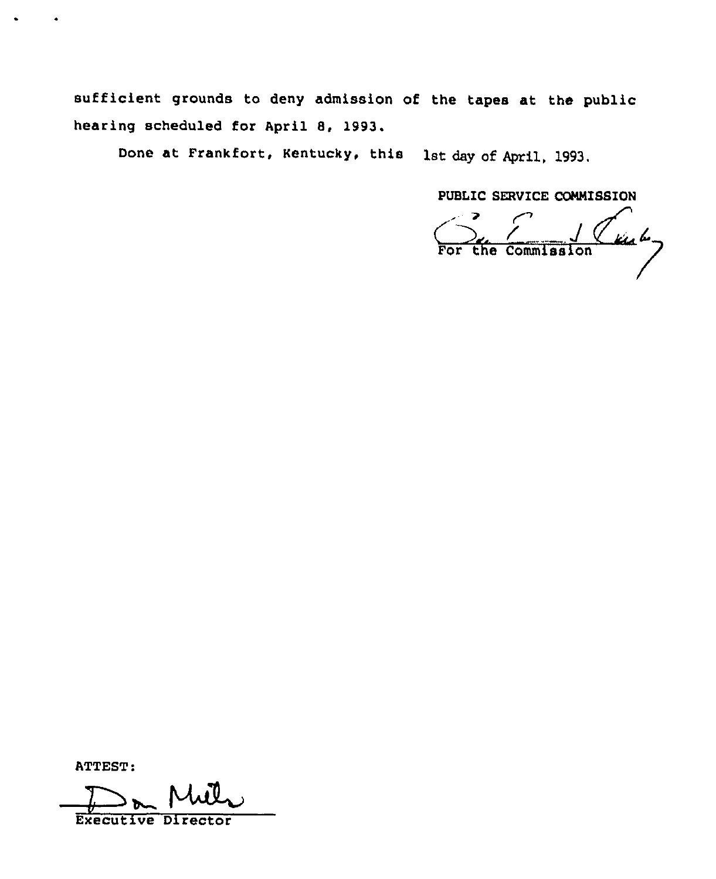sufficient grounds to deny admission of the tapes at the public hearing scheduled for April 8, 1993.

Done at Frankfort, Kentucky, this 1st day of April, 1993.

PUBLIC SERVICE COMMISSION

For the Commission

ATTEST:

Executive Director